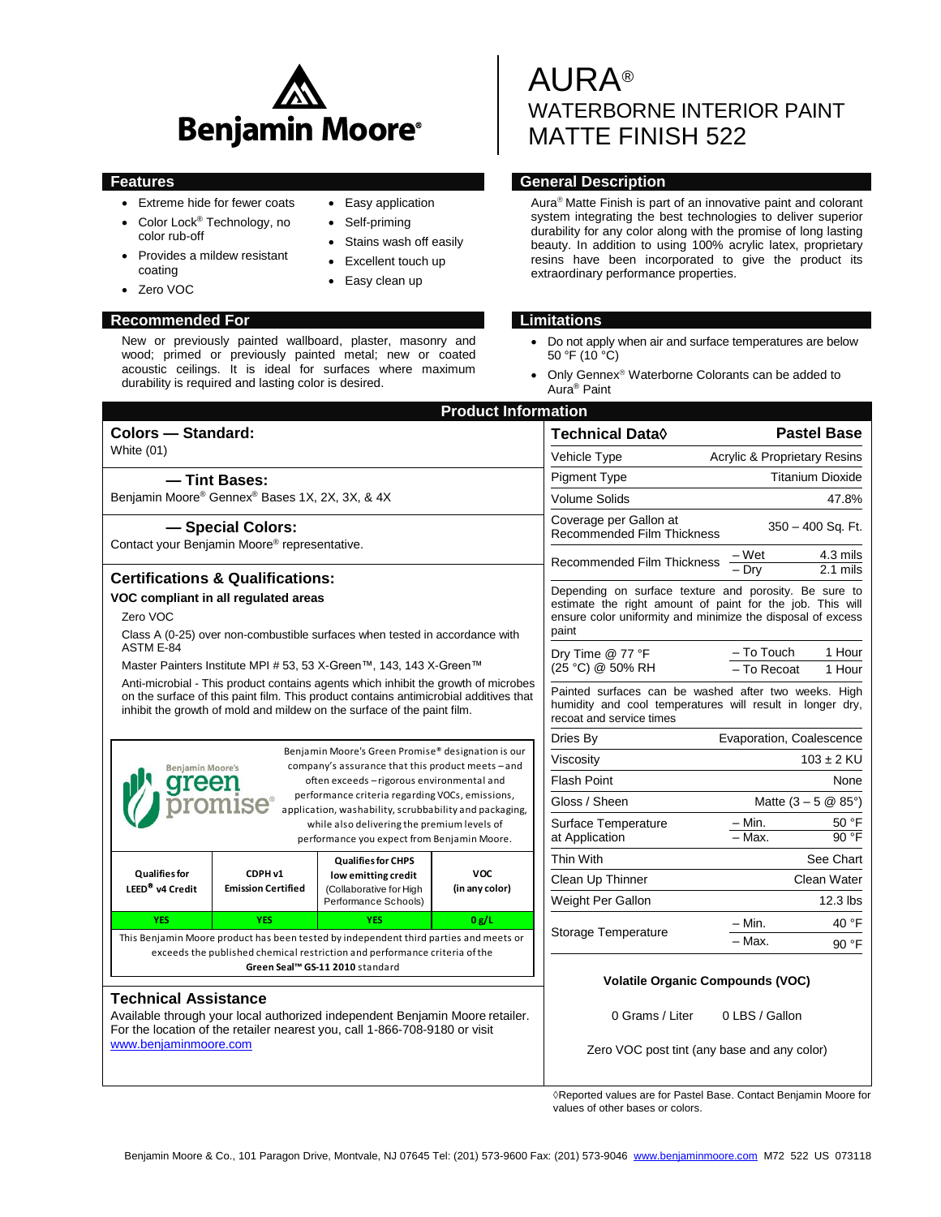Benjamin Moore®

# AURA®
# WATERBORNE INTERIOR PAINT
# MATTE FINISH 522

## Features

- Extreme hide for fewer coats
- Color Lock® Technology, no color rub-off
- Provides a mildew resistant coating
- Zero VOC
- Easy application
- Self-priming
- Stains wash off easily
- Excellent touch up
- Easy clean up

## General Description

Aura® Matte Finish is part of an innovative paint and colorant system integrating the best technologies to deliver superior durability for any color along with the promise of long lasting beauty. In addition to using 100% acrylic latex, proprietary resins have been incorporated to give the product its extraordinary performance properties.

## Recommended For

New or previously painted wallboard, plaster, masonry and wood; primed or previously painted metal; new or coated acoustic ceilings. It is ideal for surfaces where maximum durability is required and lasting color is desired.

## Limitations

- Do not apply when air and surface temperatures are below 50 °F (10 °C)
- Only Gennex® Waterborne Colorants can be added to Aura® Paint

## Product Information

### Colors — Standard:

White (01)

### — Tint Bases:

Benjamin Moore® Gennex® Bases 1X, 2X, 3X, & 4X

### — Special Colors:

Contact your Benjamin Moore® representative.

### Certifications & Qualifications:

**VOC compliant in all regulated areas**

Zero VOC

Class A (0-25) over non-combustible surfaces when tested in accordance with ASTM E-84

Master Painters Institute MPI # 53, 53 X-Green™, 143, 143 X-Green™

Anti-microbial - This product contains agents which inhibit the growth of microbes on the surface of this paint film. This product contains antimicrobial additives that inhibit the growth of mold and mildew on the surface of the paint film.

Benjamin Moore's green promise®

Benjamin Moore's Green Promise® designation is our company's assurance that this product meets – and often exceeds – rigorous environmental and performance criteria regarding VOCs, emissions, application, washability, scrubbability and packaging, while also delivering the premium levels of performance you expect from Benjamin Moore.

| Qualifies for LEED® v4 Credit | CDPH v1 Emission Certified | Qualifies for CHPS low emitting credit (Collaborative for High Performance Schools) | VOC (in any color) |
|---|---|---|---|
| YES | YES | YES | 0 g/L |

This Benjamin Moore product has been tested by independent third parties and meets or exceeds the published chemical restriction and performance criteria of the **Green Seal™ GS-11 2010** standard

### Technical Assistance

Available through your local authorized independent Benjamin Moore retailer. For the location of the retailer nearest you, call 1-866-708-9180 or visit www.benjaminmoore.com

| Technical Data◊ | | Pastel Base |
|---|---|---|
| Vehicle Type | | Acrylic & Proprietary Resins |
| Pigment Type | | Titanium Dioxide |
| Volume Solids | | 47.8% |
| Coverage per Gallon at Recommended Film Thickness | | 350 – 400 Sq. Ft. |
| Recommended Film Thickness | – Wet | 4.3 mils |
| | – Dry | 2.1 mils |
| Depending on surface texture and porosity. Be sure to estimate the right amount of paint for the job. This will ensure color uniformity and minimize the disposal of excess paint | | |
| Dry Time @ 77 °F (25 °C) @ 50% RH | – To Touch | 1 Hour |
| | – To Recoat | 1 Hour |
| Painted surfaces can be washed after two weeks. High humidity and cool temperatures will result in longer dry, recoat and service times | | |
| Dries By | | Evaporation, Coalescence |
| Viscosity | | 103 ± 2 KU |
| Flash Point | | None |
| Gloss / Sheen | | Matte (3 – 5 @ 85°) |
| Surface Temperature at Application | – Min. | 50 °F |
| | – Max. | 90 °F |
| Thin With | | See Chart |
| Clean Up Thinner | | Clean Water |
| Weight Per Gallon | | 12.3 lbs |
| Storage Temperature | – Min. | 40 °F |
| | – Max. | 90 °F |

**Volatile Organic Compounds (VOC)**

0 Grams / Liter 0 LBS / Gallon

Zero VOC post tint (any base and any color)

◊Reported values are for Pastel Base. Contact Benjamin Moore for values of other bases or colors.

Benjamin Moore & Co., 101 Paragon Drive, Montvale, NJ 07645 Tel: (201) 573-9600 Fax: (201) 573-9046 www.benjaminmoore.com M72 522 US 073118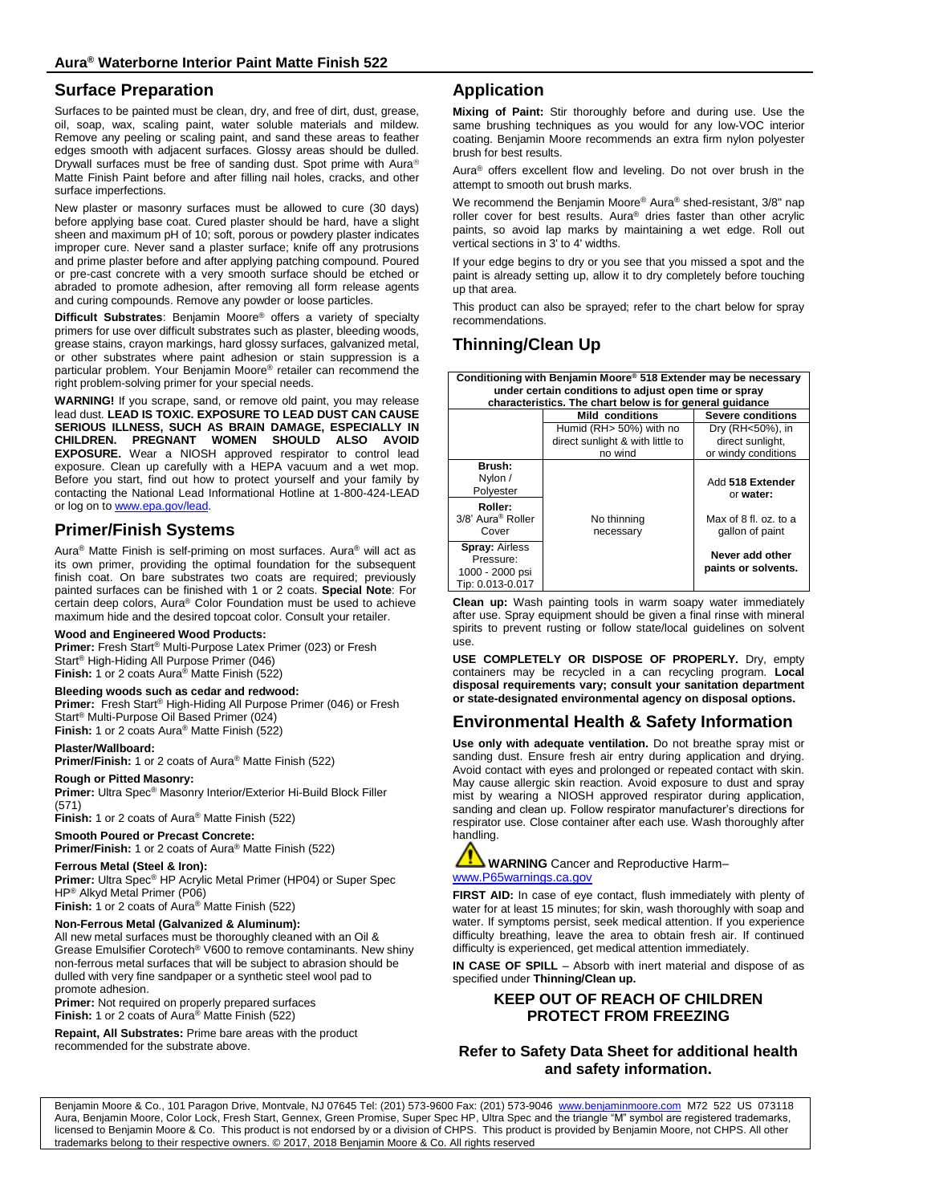# Aura® Waterborne Interior Paint Matte Finish 522

## Surface Preparation

Surfaces to be painted must be clean, dry, and free of dirt, dust, grease, oil, soap, wax, scaling paint, water soluble materials and mildew. Remove any peeling or scaling paint, and sand these areas to feather edges smooth with adjacent surfaces. Glossy areas should be dulled. Drywall surfaces must be free of sanding dust. Spot prime with Aura® Matte Finish Paint before and after filling nail holes, cracks, and other surface imperfections.

New plaster or masonry surfaces must be allowed to cure (30 days) before applying base coat. Cured plaster should be hard, have a slight sheen and maximum pH of 10; soft, porous or powdery plaster indicates improper cure. Never sand a plaster surface; knife off any protrusions and prime plaster before and after applying patching compound. Poured or pre-cast concrete with a very smooth surface should be etched or abraded to promote adhesion, after removing all form release agents and curing compounds. Remove any powder or loose particles.

**Difficult Substrates**: Benjamin Moore® offers a variety of specialty primers for use over difficult substrates such as plaster, bleeding woods, grease stains, crayon markings, hard glossy surfaces, galvanized metal, or other substrates where paint adhesion or stain suppression is a particular problem. Your Benjamin Moore® retailer can recommend the right problem-solving primer for your special needs.

**WARNING!** If you scrape, sand, or remove old paint, you may release lead dust. **LEAD IS TOXIC. EXPOSURE TO LEAD DUST CAN CAUSE SERIOUS ILLNESS, SUCH AS BRAIN DAMAGE, ESPECIALLY IN CHILDREN. PREGNANT WOMEN SHOULD ALSO AVOID EXPOSURE.** Wear a NIOSH approved respirator to control lead exposure. Clean up carefully with a HEPA vacuum and a wet mop. Before you start, find out how to protect yourself and your family by contacting the National Lead Informational Hotline at 1-800-424-LEAD or log on to www.epa.gov/lead.

## Primer/Finish Systems

Aura® Matte Finish is self-priming on most surfaces. Aura® will act as its own primer, providing the optimal foundation for the subsequent finish coat. On bare substrates two coats are required; previously painted surfaces can be finished with 1 or 2 coats. **Special Note**: For certain deep colors, Aura® Color Foundation must be used to achieve maximum hide and the desired topcoat color. Consult your retailer.

**Wood and Engineered Wood Products:**
**Primer:** Fresh Start® Multi-Purpose Latex Primer (023) or Fresh Start® High-Hiding All Purpose Primer (046)
**Finish:** 1 or 2 coats Aura® Matte Finish (522)

**Bleeding woods such as cedar and redwood:**
**Primer:** Fresh Start® High-Hiding All Purpose Primer (046) or Fresh Start® Multi-Purpose Oil Based Primer (024)
**Finish:** 1 or 2 coats Aura® Matte Finish (522)

**Plaster/Wallboard:**
**Primer/Finish:** 1 or 2 coats of Aura® Matte Finish (522)

**Rough or Pitted Masonry:**
**Primer:** Ultra Spec® Masonry Interior/Exterior Hi-Build Block Filler (571)
**Finish:** 1 or 2 coats of Aura® Matte Finish (522)

**Smooth Poured or Precast Concrete:**
**Primer/Finish:** 1 or 2 coats of Aura® Matte Finish (522)

**Ferrous Metal (Steel & Iron):**
**Primer:** Ultra Spec® HP Acrylic Metal Primer (HP04) or Super Spec HP® Alkyd Metal Primer (P06)
**Finish:** 1 or 2 coats of Aura® Matte Finish (522)

**Non-Ferrous Metal (Galvanized & Aluminum):**
All new metal surfaces must be thoroughly cleaned with an Oil & Grease Emulsifier Corotech® V600 to remove contaminants. New shiny non-ferrous metal surfaces that will be subject to abrasion should be dulled with very fine sandpaper or a synthetic steel wool pad to promote adhesion.
**Primer:** Not required on properly prepared surfaces
**Finish:** 1 or 2 coats of Aura® Matte Finish (522)

**Repaint, All Substrates:** Prime bare areas with the product recommended for the substrate above.

## Application

**Mixing of Paint:** Stir thoroughly before and during use. Use the same brushing techniques as you would for any low-VOC interior coating. Benjamin Moore recommends an extra firm nylon polyester brush for best results.

Aura® offers excellent flow and leveling. Do not over brush in the attempt to smooth out brush marks.

We recommend the Benjamin Moore® Aura® shed-resistant, 3/8" nap roller cover for best results. Aura® dries faster than other acrylic paints, so avoid lap marks by maintaining a wet edge. Roll out vertical sections in 3' to 4' widths.

If your edge begins to dry or you see that you missed a spot and the paint is already setting up, allow it to dry completely before touching up that area.

This product can also be sprayed; refer to the chart below for spray recommendations.

## Thinning/Clean Up

**Conditioning with Benjamin Moore® 518 Extender may be necessary under certain conditions to adjust open time or spray characteristics. The chart below is for general guidance**

| | **Mild conditions** | **Severe conditions** |
|---|---|---|
| | Humid (RH> 50%) with no direct sunlight & with little to no wind | Dry (RH<50%), in direct sunlight, or windy conditions |
| **Brush:** Nylon / Polyester | No thinning necessary | Add **518 Extender** or **water:** Max of 8 fl. oz. to a gallon of paint **Never add other paints or solvents.** |
| **Roller:** 3/8" Aura® Roller Cover | | |
| **Spray:** Airless Pressure: 1000 - 2000 psi Tip: 0.013-0.017 | | |

**Clean up:** Wash painting tools in warm soapy water immediately after use. Spray equipment should be given a final rinse with mineral spirits to prevent rusting or follow state/local guidelines on solvent use.

**USE COMPLETELY OR DISPOSE OF PROPERLY.** Dry, empty containers may be recycled in a can recycling program. **Local disposal requirements vary; consult your sanitation department or state-designated environmental agency on disposal options.**

## Environmental Health & Safety Information

**Use only with adequate ventilation.** Do not breathe spray mist or sanding dust. Ensure fresh air entry during application and drying. Avoid contact with eyes and prolonged or repeated contact with skin. May cause allergic skin reaction. Avoid exposure to dust and spray mist by wearing a NIOSH approved respirator during application, sanding and clean up. Follow respirator manufacturer's directions for respirator use. Close container after each use. Wash thoroughly after handling.

**WARNING** Cancer and Reproductive Harm– www.P65warnings.ca.gov

**FIRST AID:** In case of eye contact, flush immediately with plenty of water for at least 15 minutes; for skin, wash thoroughly with soap and water. If symptoms persist, seek medical attention. If you experience difficulty breathing, leave the area to obtain fresh air. If continued difficulty is experienced, get medical attention immediately.

**IN CASE OF SPILL** – Absorb with inert material and dispose of as specified under **Thinning/Clean up.**

**KEEP OUT OF REACH OF CHILDREN**
**PROTECT FROM FREEZING**

**Refer to Safety Data Sheet for additional health and safety information.**

Benjamin Moore & Co., 101 Paragon Drive, Montvale, NJ 07645 Tel: (201) 573-9600 Fax: (201) 573-9046 www.benjaminmoore.com M72 522 US 073118
Aura, Benjamin Moore, Color Lock, Fresh Start, Gennex, Green Promise, Super Spec HP, Ultra Spec and the triangle "M" symbol are registered trademarks, licensed to Benjamin Moore & Co. This product is not endorsed by or a division of CHPS. This product is provided by Benjamin Moore, not CHPS. All other trademarks belong to their respective owners. © 2017, 2018 Benjamin Moore & Co. All rights reserved